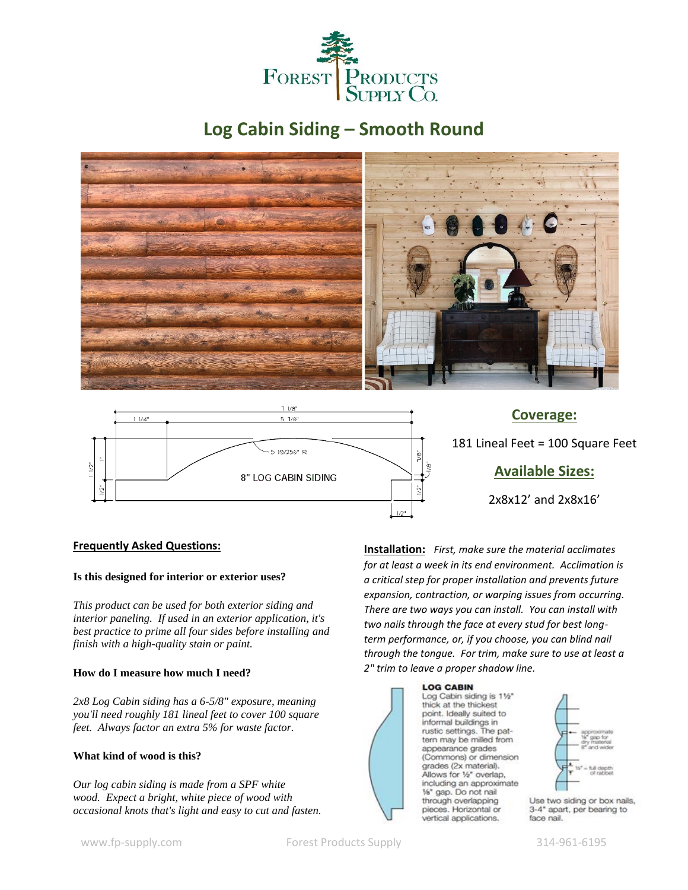# Log Cabin Siding – Smooth Round

8" LOG CABIN SIDING

## Coverage:

181 Lineal Feet = 100 Square Feet

## Available Sizes:

2x8x12' and 2x8x16'

**Frequently Asked Questions:**

**Is this designed for interior or exterior uses?**

*This product can be used for both exterior siding and interior paneling. If used in an exterior application, it's best practice to prime all four sides before installing and finish with a high-quality stain or paint.*

**How do I measure how much I need?**

*2x8 Log Cabin siding has a 6-5/8" exposure, meaning you'll need roughly 181 lineal feet to cover 100 square feet. Always factor an extra 5% for waste factor.*

**What kind of wood is this?**

*Our log cabin siding is made from a SPF white wood. Expect a bright, white piece of wood with occasional knots that's light and easy to cut and fasten.*

**Installation:** *First, make sure the material acclimates for at least a week in its end environment. Acclimation is a critical step for proper installation and prevents future expansion, contraction, or warping issues from occurring. There are two ways you can install. You can install with two nails through the face at every stud for best long-term performance, or, if you choose, you can blind nail through the tongue. For trim, make sure to use at least a 2" trim to leave a proper shadow line.*

**LOG CABIN**

Log Cabin siding is 1½" thick at the thickest point. Ideally suited to informal buildings in rustic settings. The pattern may be milled from appearance grades (Commons) or dimension grades (2x material). Allows for ½" overlap, including an approximate ⅛" gap. Do not nail through overlapping pieces. Horizontal or vertical applications.

Use two siding or box nails, 3-4" apart, per bearing to face nail.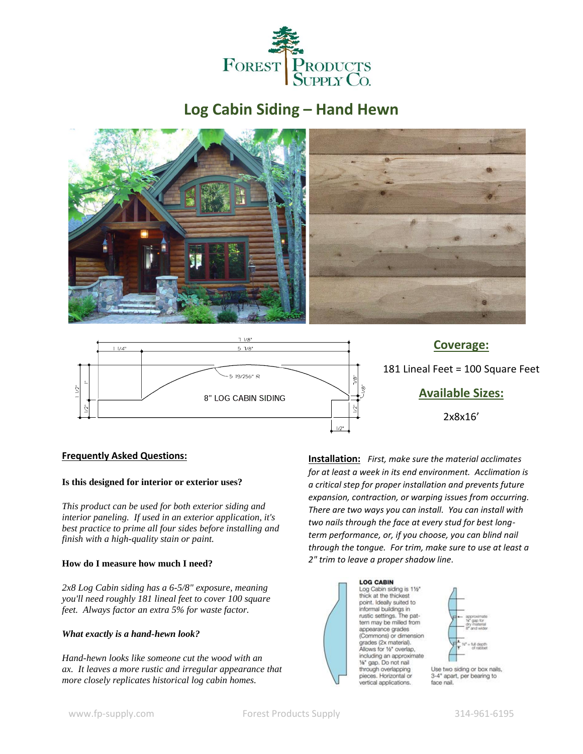FOREST PRODUCTS SUPPLY CO.

# Log Cabin Siding – Hand Hewn

7 1/8"
1 1/4"
5 7/8"
5 19/256" R
8" LOG CABIN SIDING
1 1/2"
1"
1/2"
7/8"
1/8"
1/2"
1/2"

## Coverage:

181 Lineal Feet = 100 Square Feet

## Available Sizes:

2x8x16'

**Frequently Asked Questions:**

**Is this designed for interior or exterior uses?**

*This product can be used for both exterior siding and interior paneling. If used in an exterior application, it's best practice to prime all four sides before installing and finish with a high-quality stain or paint.*

**How do I measure how much I need?**

*2x8 Log Cabin siding has a 6-5/8" exposure, meaning you'll need roughly 181 lineal feet to cover 100 square feet. Always factor an extra 5% for waste factor.*

***What exactly is a hand-hewn look?***

*Hand-hewn looks like someone cut the wood with an ax. It leaves a more rustic and irregular appearance that more closely replicates historical log cabin homes.*

**Installation:** *First, make sure the material acclimates for at least a week in its end environment. Acclimation is a critical step for proper installation and prevents future expansion, contraction, or warping issues from occurring. There are two ways you can install. You can install with two nails through the face at every stud for best long-term performance, or, if you choose, you can blind nail through the tongue. For trim, make sure to use at least a 2" trim to leave a proper shadow line.*

**LOG CABIN**
Log Cabin siding is 1½" thick at the thickest point. Ideally suited to informal buildings in rustic settings. The pattern may be milled from appearance grades (Commons) or dimension grades (2x material). Allows for ½" overlap, including an approximate ⅛" gap. Do not nail through overlapping pieces. Horizontal or vertical applications.

approximate ⅛" gap for dry material 8" and wider
½" = full depth of rabbet

Use two siding or box nails, 3-4" apart, per bearing to face nail.